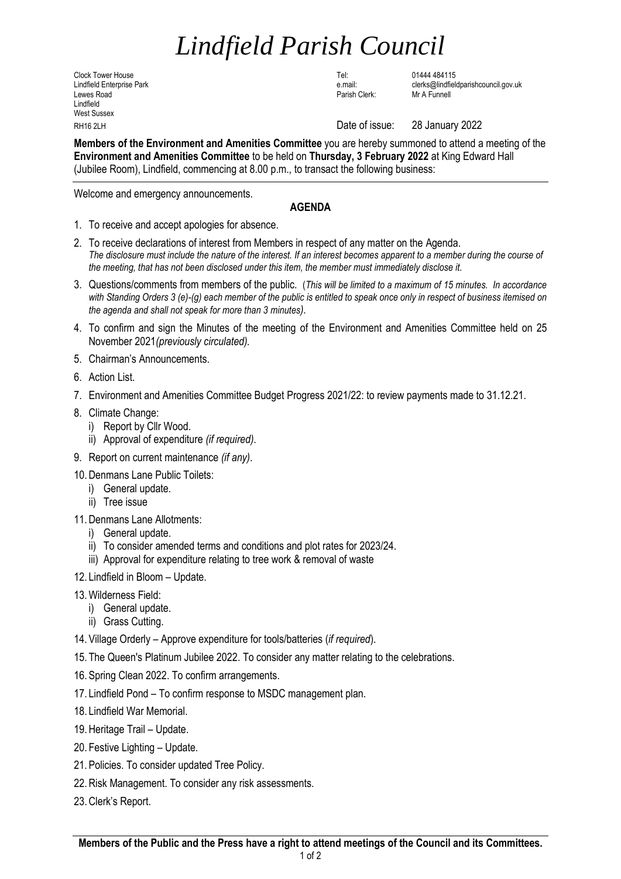# *Lindfield Parish Council*

Clock Tower House
Lindfield Enterprise Park
Lewes Road
Lindfield
West Sussex
RH16 2LH

Tel: 01444 484115
e.mail: clerks@lindfieldparishcouncil.gov.uk
Parish Clerk: Mr A Funnell

Date of issue: 28 January 2022

**Members of the Environment and Amenities Committee** you are hereby summoned to attend a meeting of the **Environment and Amenities Committee** to be held on **Thursday, 3 February 2022** at King Edward Hall (Jubilee Room), Lindfield, commencing at 8.00 p.m., to transact the following business:

---

Welcome and emergency announcements.

**AGENDA**

1. To receive and accept apologies for absence.
2. To receive declarations of interest from Members in respect of any matter on the Agenda.
   *The disclosure must include the nature of the interest. If an interest becomes apparent to a member during the course of the meeting, that has not been disclosed under this item, the member must immediately disclose it.*
3. Questions/comments from members of the public. (*This will be limited to a maximum of 15 minutes. In accordance with Standing Orders 3 (e)-(g) each member of the public is entitled to speak once only in respect of business itemised on the agenda and shall not speak for more than 3 minutes).*
4. To confirm and sign the Minutes of the meeting of the Environment and Amenities Committee held on 25 November 2021*(previously circulated).*
5. Chairman's Announcements.
6. Action List.
7. Environment and Amenities Committee Budget Progress 2021/22: to review payments made to 31.12.21.
8. Climate Change:
   i) Report by Cllr Wood.
   ii) Approval of expenditure *(if required)*.
9. Report on current maintenance *(if any)*.
10. Denmans Lane Public Toilets:
    i) General update.
    ii) Tree issue
11. Denmans Lane Allotments:
    i) General update.
    ii) To consider amended terms and conditions and plot rates for 2023/24.
    iii) Approval for expenditure relating to tree work & removal of waste
12. Lindfield in Bloom – Update.
13. Wilderness Field:
    i) General update.
    ii) Grass Cutting.
14. Village Orderly – Approve expenditure for tools/batteries (*if required*).
15. The Queen's Platinum Jubilee 2022. To consider any matter relating to the celebrations.
16. Spring Clean 2022. To confirm arrangements.
17. Lindfield Pond – To confirm response to MSDC management plan.
18. Lindfield War Memorial.
19. Heritage Trail – Update.
20. Festive Lighting – Update.
21. Policies. To consider updated Tree Policy.
22. Risk Management. To consider any risk assessments.
23. Clerk's Report.

---

**Members of the Public and the Press have a right to attend meetings of the Council and its Committees.**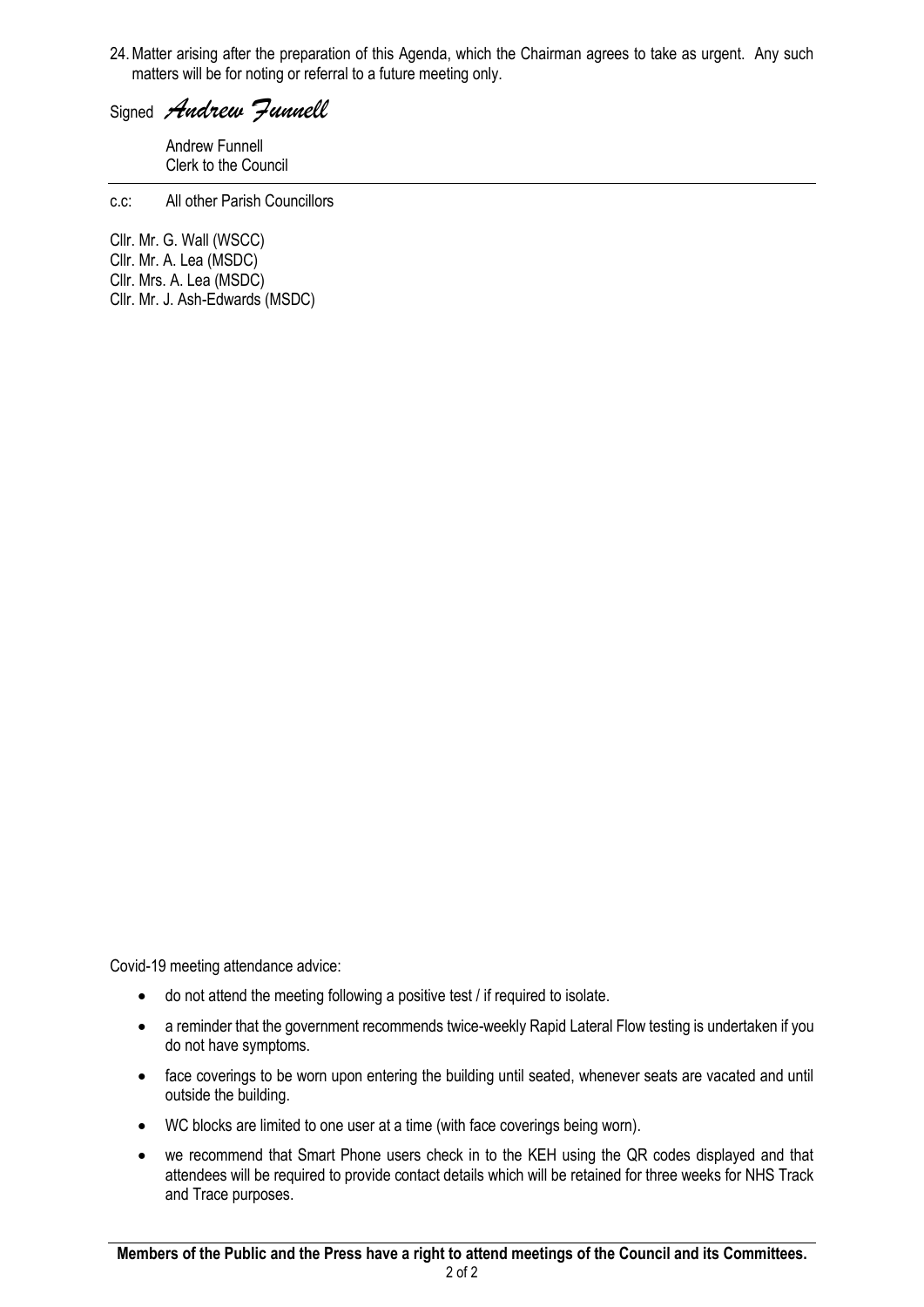24. Matter arising after the preparation of this Agenda, which the Chairman agrees to take as urgent. Any such matters will be for noting or referral to a future meeting only.

Signed *Andrew Funnell*

Andrew Funnell
Clerk to the Council

---

c.c: All other Parish Councillors

Cllr. Mr. G. Wall (WSCC)
Cllr. Mr. A. Lea (MSDC)
Cllr. Mrs. A. Lea (MSDC)
Cllr. Mr. J. Ash-Edwards (MSDC)

Covid-19 meeting attendance advice:

- do not attend the meeting following a positive test / if required to isolate.
- a reminder that the government recommends twice-weekly Rapid Lateral Flow testing is undertaken if you do not have symptoms.
- face coverings to be worn upon entering the building until seated, whenever seats are vacated and until outside the building.
- WC blocks are limited to one user at a time (with face coverings being worn).
- we recommend that Smart Phone users check in to the KEH using the QR codes displayed and that attendees will be required to provide contact details which will be retained for three weeks for NHS Track and Trace purposes.

---

**Members of the Public and the Press have a right to attend meetings of the Council and its Committees.**